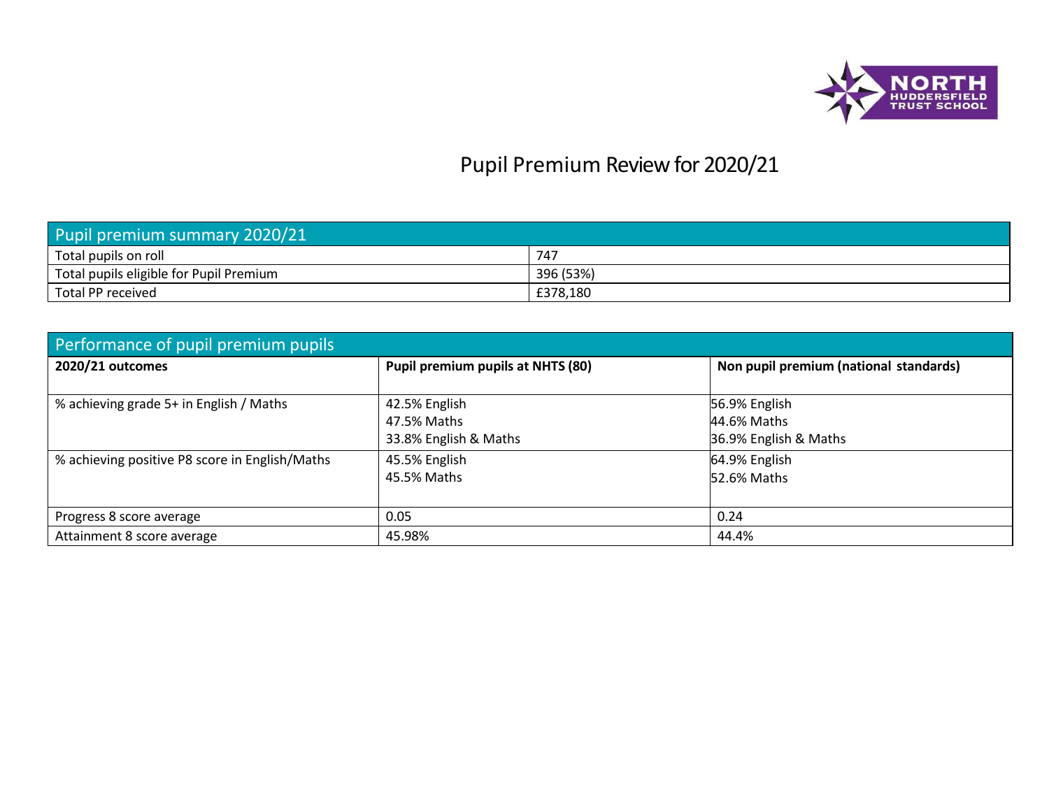# Pupil Premium Review for 2020/21

| Pupil premium summary 2020/21 | |
|---|---|
| Total pupils on roll | 747 |
| Total pupils eligible for Pupil Premium | 396 (53%) |
| Total PP received | £378,180 |

| Performance of pupil premium pupils | | |
|---|---|---|
| **2020/21 outcomes** | **Pupil premium pupils at NHTS (80)** | **Non pupil premium (national standards)** |
| % achieving grade 5+ in English / Maths | 42.5% English<br>47.5% Maths<br>33.8% English & Maths | 56.9% English<br>44.6% Maths<br>36.9% English & Maths |
| % achieving positive P8 score in English/Maths | 45.5% English<br>45.5% Maths | 64.9% English<br>52.6% Maths |
| Progress 8 score average | 0.05 | 0.24 |
| Attainment 8 score average | 45.98% | 44.4% |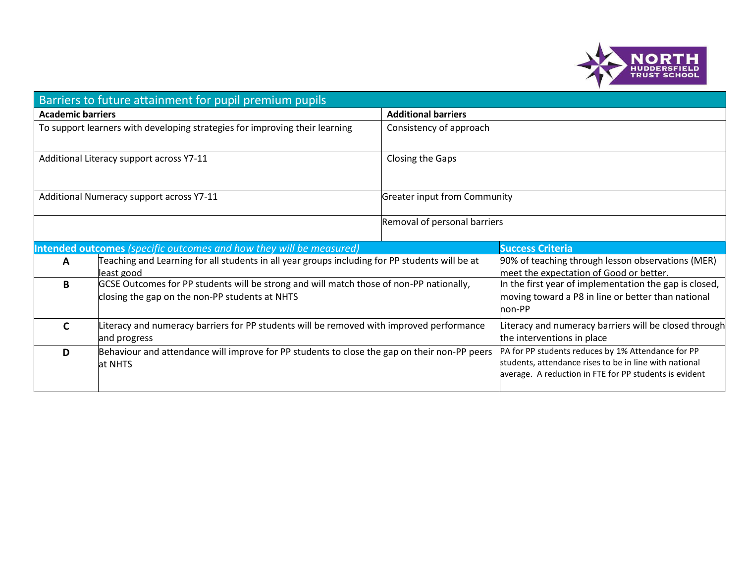| Barriers to future attainment for pupil premium pupils | |
|---|---|
| **Academic barriers** | **Additional barriers** |
| To support learners with developing strategies for improving their learning | Consistency of approach |
| Additional Literacy support across Y7-11 | Closing the Gaps |
| Additional Numeracy support across Y7-11 | Greater input from Community |
| | Removal of personal barriers |

| | **Intended outcomes** *(specific outcomes and how they will be measured)* | **Success Criteria** |
|---|---|---|
| **A** | Teaching and Learning for all students in all year groups including for PP students will be at least good | 90% of teaching through lesson observations (MER) meet the expectation of Good or better. |
| **B** | GCSE Outcomes for PP students will be strong and will match those of non-PP nationally, closing the gap on the non-PP students at NHTS | In the first year of implementation the gap is closed, moving toward a P8 in line or better than national non-PP |
| **C** | Literacy and numeracy barriers for PP students will be removed with improved performance and progress | Literacy and numeracy barriers will be closed through the interventions in place |
| **D** | Behaviour and attendance will improve for PP students to close the gap on their non-PP peers at NHTS | PA for PP students reduces by 1% Attendance for PP students, attendance rises to be in line with national average. A reduction in FTE for PP students is evident |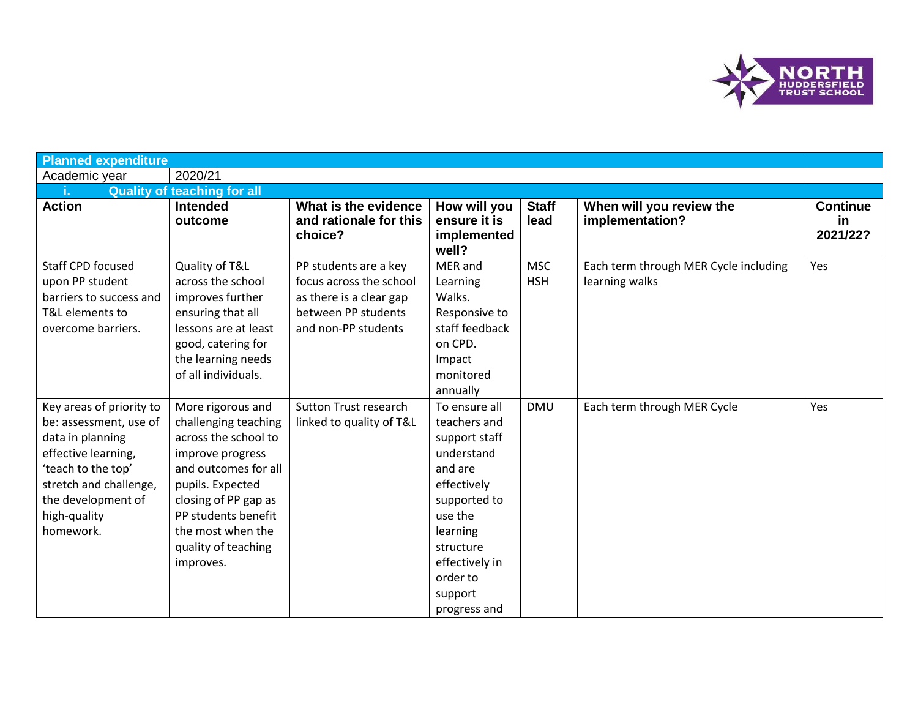| Planned expenditure | | | | | | |
|---|---|---|---|---|---|---|
| Academic year | 2020/21 | | | | | |
| i. Quality of teaching for all | | | | | | |
| **Action** | **Intended outcome** | **What is the evidence and rationale for this choice?** | **How will you ensure it is implemented well?** | **Staff lead** | **When will you review the implementation?** | **Continue in 2021/22?** |
| Staff CPD focused upon PP student barriers to success and T&L elements to overcome barriers. | Quality of T&L across the school improves further ensuring that all lessons are at least good, catering for the learning needs of all individuals. | PP students are a key focus across the school as there is a clear gap between PP students and non-PP students | MER and Learning Walks. Responsive to staff feedback on CPD. Impact monitored annually | MSC HSH | Each term through MER Cycle including learning walks | Yes |
| Key areas of priority to be: assessment, use of data in planning effective learning, 'teach to the top' stretch and challenge, the development of high-quality homework. | More rigorous and challenging teaching across the school to improve progress and outcomes for all pupils. Expected closing of PP gap as PP students benefit the most when the quality of teaching improves. | Sutton Trust research linked to quality of T&L | To ensure all teachers and support staff understand and are effectively supported to use the learning structure effectively in order to support progress and | DMU | Each term through MER Cycle | Yes |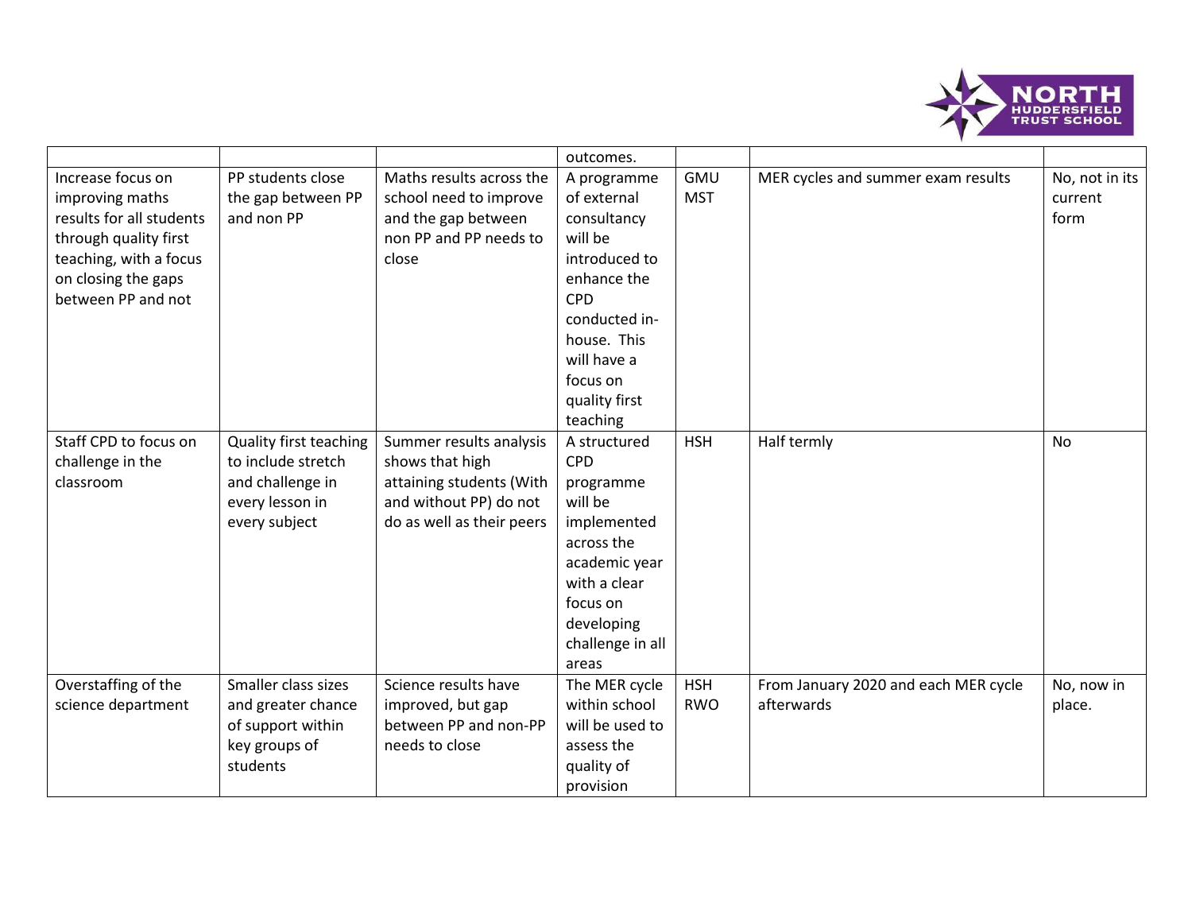| | | | outcomes. | | | |
|---|---|---|---|---|---|---|
| Increase focus on improving maths results for all students through quality first teaching, with a focus on closing the gaps between PP and not | PP students close the gap between PP and non PP | Maths results across the school need to improve and the gap between non PP and PP needs to close | A programme of external consultancy will be introduced to enhance the CPD conducted in-house. This will have a focus on quality first teaching | GMU MST | MER cycles and summer exam results | No, not in its current form |
| Staff CPD to focus on challenge in the classroom | Quality first teaching to include stretch and challenge in every lesson in every subject | Summer results analysis shows that high attaining students (With and without PP) do not do as well as their peers | A structured CPD programme will be implemented across the academic year with a clear focus on developing challenge in all areas | HSH | Half termly | No |
| Overstaffing of the science department | Smaller class sizes and greater chance of support within key groups of students | Science results have improved, but gap between PP and non-PP needs to close | The MER cycle within school will be used to assess the quality of provision | HSH RWO | From January 2020 and each MER cycle afterwards | No, now in place. |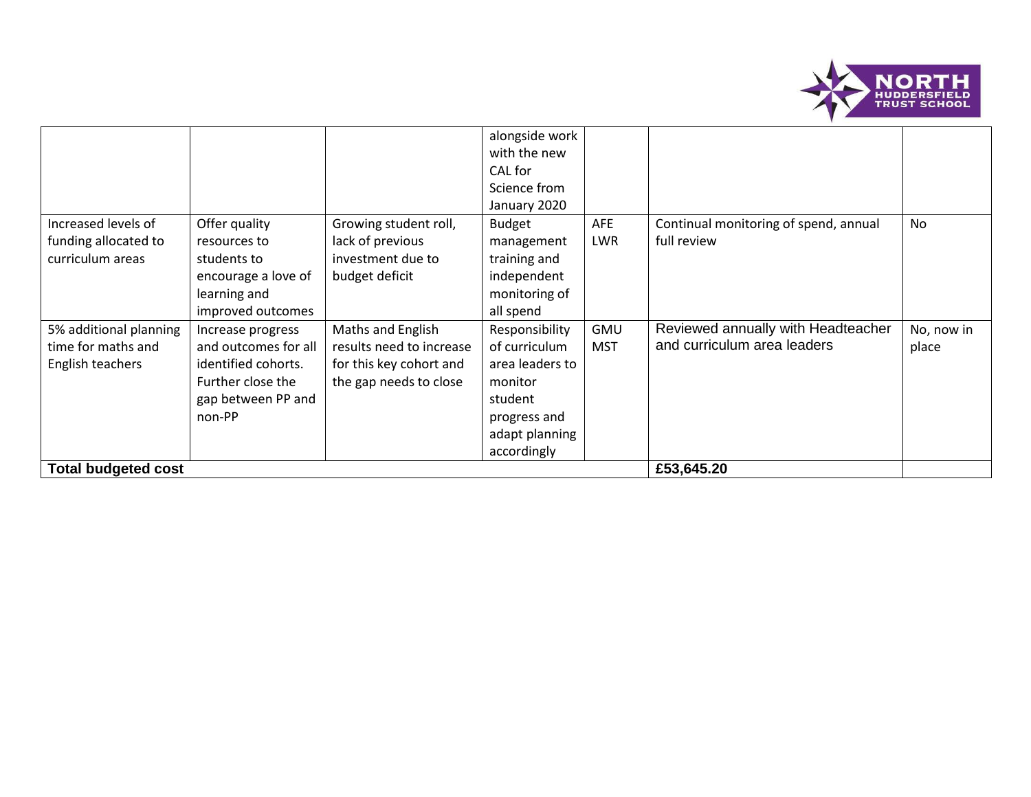| | | | | | | |
|---|---|---|---|---|---|---|
| | | | alongside work with the new CAL for Science from January 2020 | | | |
| Increased levels of funding allocated to curriculum areas | Offer quality resources to students to encourage a love of learning and improved outcomes | Growing student roll, lack of previous investment due to budget deficit | Budget management training and independent monitoring of all spend | AFE LWR | Continual monitoring of spend, annual full review | No |
| 5% additional planning time for maths and English teachers | Increase progress and outcomes for all identified cohorts. Further close the gap between PP and non-PP | Maths and English results need to increase for this key cohort and the gap needs to close | Responsibility of curriculum area leaders to monitor student progress and adapt planning accordingly | GMU MST | Reviewed annually with Headteacher and curriculum area leaders | No, now in place |
| **Total budgeted cost** | | | | | **£53,645.20** | |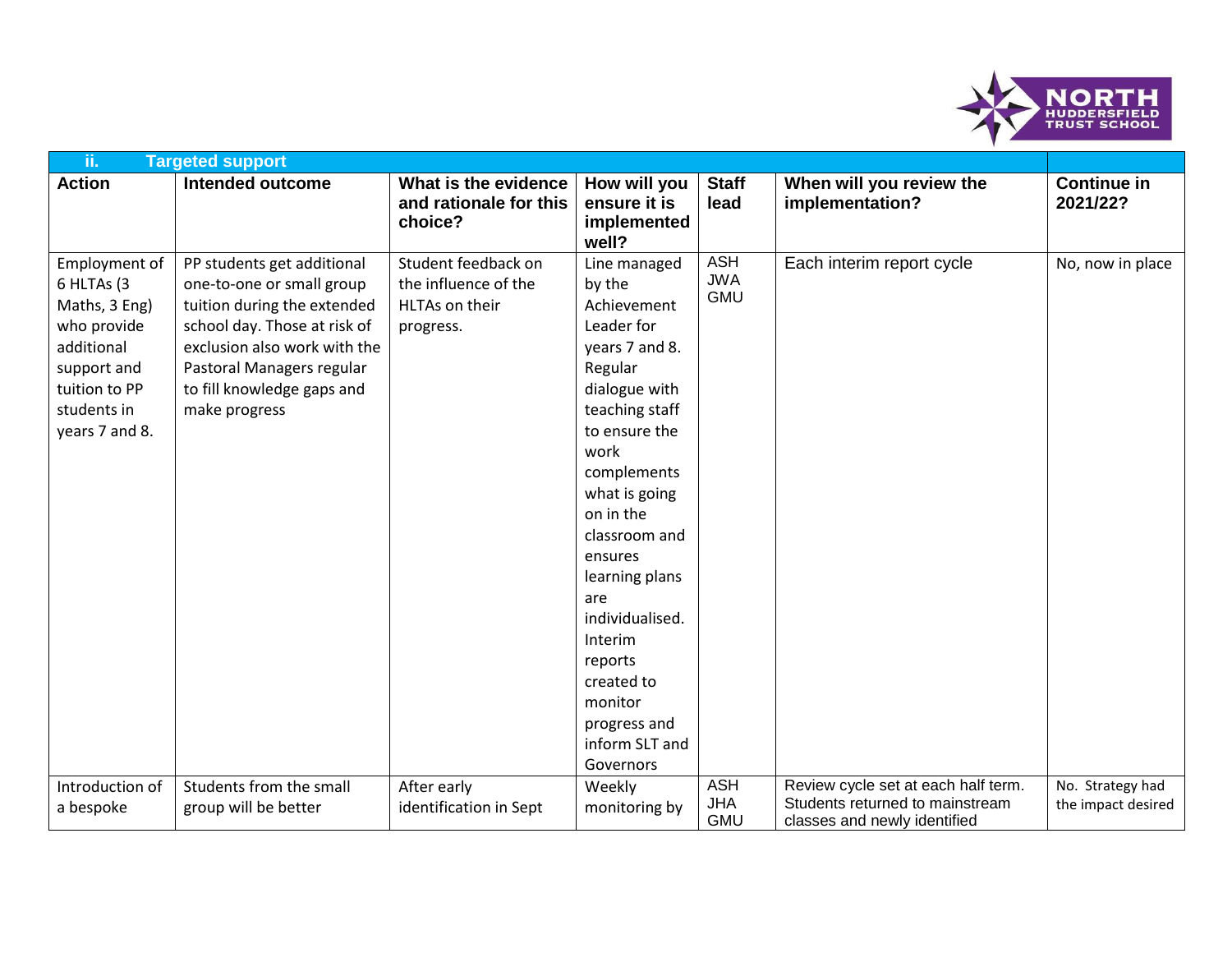| ii. Targeted support | | | | | | |
|---|---|---|---|---|---|---|
| **Action** | **Intended outcome** | **What is the evidence and rationale for this choice?** | **How will you ensure it is implemented well?** | **Staff lead** | **When will you review the implementation?** | **Continue in 2021/22?** |
| Employment of 6 HLTAs (3 Maths, 3 Eng) who provide additional support and tuition to PP students in years 7 and 8. | PP students get additional one-to-one or small group tuition during the extended school day. Those at risk of exclusion also work with the Pastoral Managers regular to fill knowledge gaps and make progress | Student feedback on the influence of the HLTAs on their progress. | Line managed by the Achievement Leader for years 7 and 8. Regular dialogue with teaching staff to ensure the work complements what is going on in the classroom and ensures learning plans are individualised. Interim reports created to monitor progress and inform SLT and Governors | ASH JWA GMU | Each interim report cycle | No, now in place |
| Introduction of a bespoke | Students from the small group will be better | After early identification in Sept | Weekly monitoring by | ASH JHA GMU | Review cycle set at each half term. Students returned to mainstream classes and newly identified | No. Strategy had the impact desired |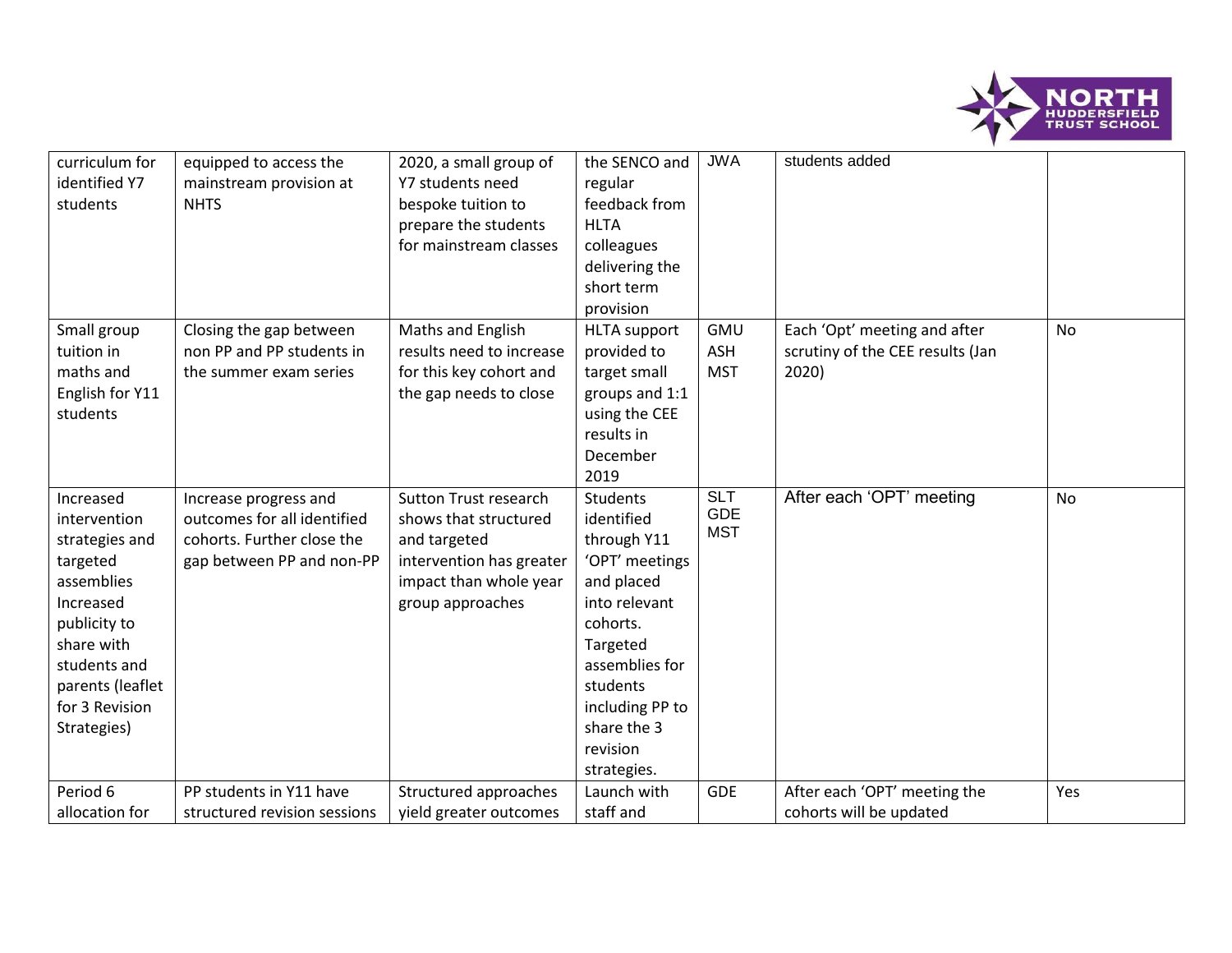| | | | | | | |
|---|---|---|---|---|---|---|
| curriculum for identified Y7 students | equipped to access the mainstream provision at NHTS | 2020, a small group of Y7 students need bespoke tuition to prepare the students for mainstream classes | the SENCO and regular feedback from HLTA colleagues delivering the short term provision | JWA | students added | |
| Small group tuition in maths and English for Y11 students | Closing the gap between non PP and PP students in the summer exam series | Maths and English results need to increase for this key cohort and the gap needs to close | HLTA support provided to target small groups and 1:1 using the CEE results in December 2019 | GMU ASH MST | Each 'Opt' meeting and after scrutiny of the CEE results (Jan 2020) | No |
| Increased intervention strategies and targeted assemblies Increased publicity to share with students and parents (leaflet for 3 Revision Strategies) | Increase progress and outcomes for all identified cohorts. Further close the gap between PP and non-PP | Sutton Trust research shows that structured and targeted intervention has greater impact than whole year group approaches | Students identified through Y11 'OPT' meetings and placed into relevant cohorts. Targeted assemblies for students including PP to share the 3 revision strategies. | SLT GDE MST | After each 'OPT' meeting | No |
| Period 6 allocation for | PP students in Y11 have structured revision sessions | Structured approaches yield greater outcomes | Launch with staff and | GDE | After each 'OPT' meeting the cohorts will be updated | Yes |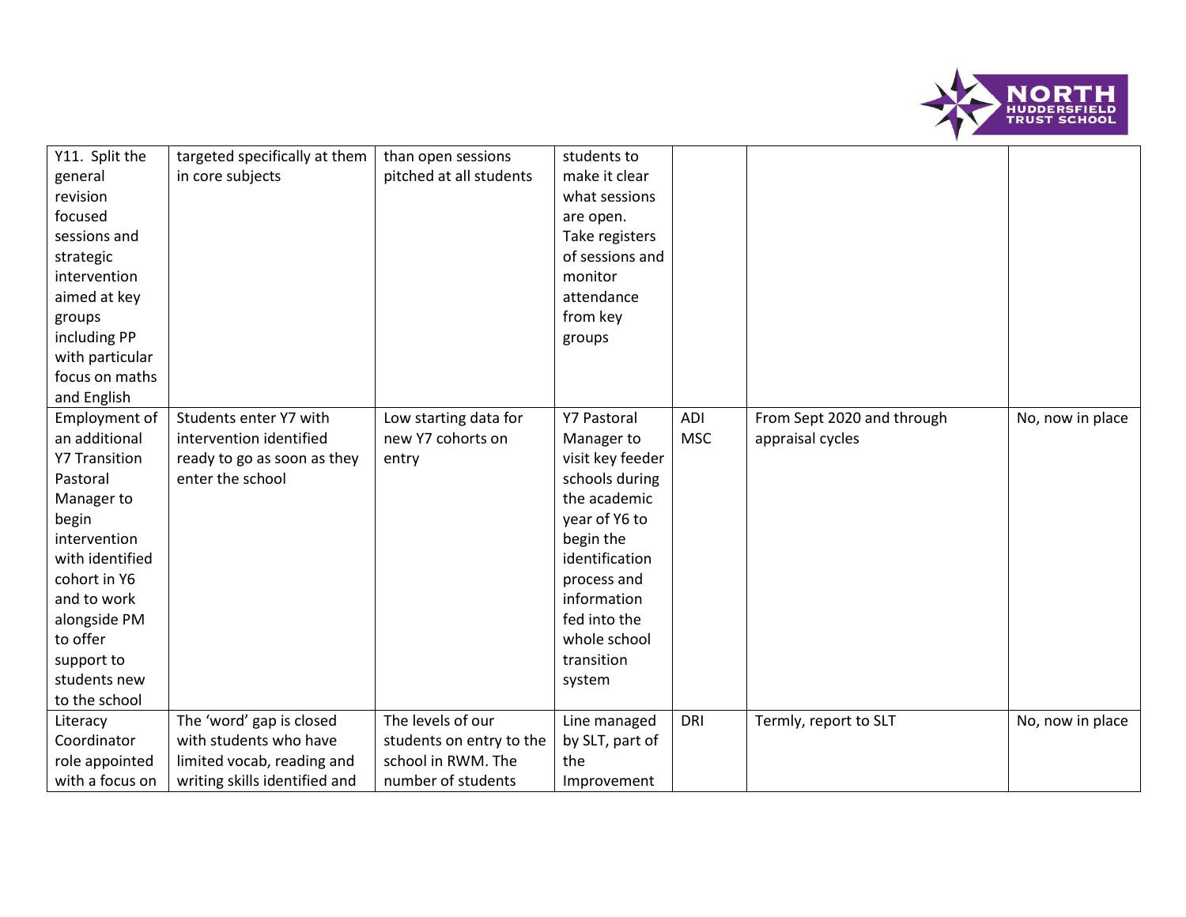| | | | | | | |
|---|---|---|---|---|---|---|
| Y11. Split the general revision focused sessions and strategic intervention aimed at key groups including PP with particular focus on maths and English | targeted specifically at them in core subjects | than open sessions pitched at all students | students to make it clear what sessions are open. Take registers of sessions and monitor attendance from key groups | | | |
| Employment of an additional Y7 Transition Pastoral Manager to begin intervention with identified cohort in Y6 and to work alongside PM to offer support to students new to the school | Students enter Y7 with intervention identified ready to go as soon as they enter the school | Low starting data for new Y7 cohorts on entry | Y7 Pastoral Manager to visit key feeder schools during the academic year of Y6 to begin the identification process and information fed into the whole school transition system | ADI MSC | From Sept 2020 and through appraisal cycles | No, now in place |
| Literacy Coordinator role appointed with a focus on | The 'word' gap is closed with students who have limited vocab, reading and writing skills identified and | The levels of our students on entry to the school in RWM. The number of students | Line managed by SLT, part of the Improvement | DRI | Termly, report to SLT | No, now in place |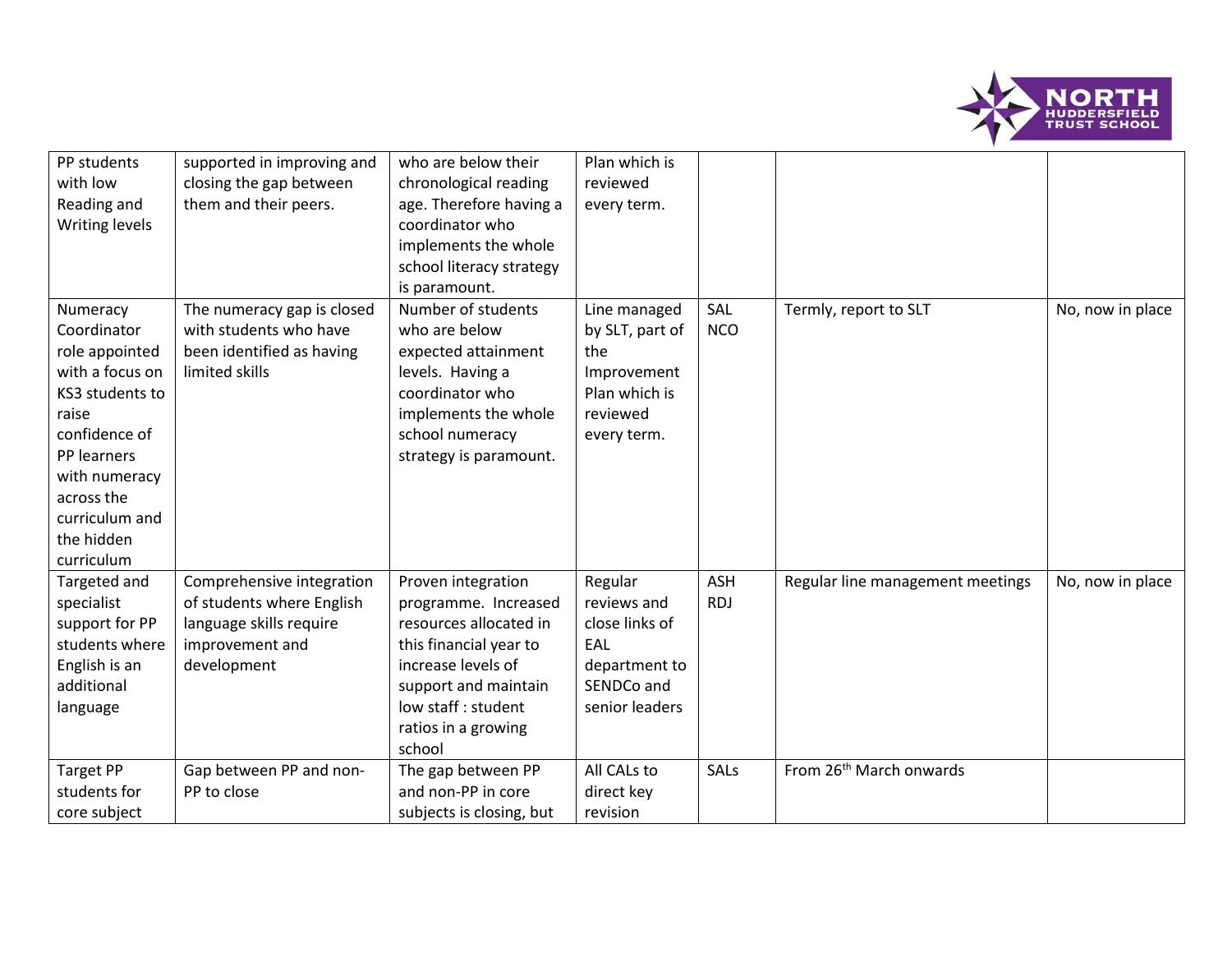| | | | | | | |
|---|---|---|---|---|---|---|
| PP students with low Reading and Writing levels | supported in improving and closing the gap between them and their peers. | who are below their chronological reading age. Therefore having a coordinator who implements the whole school literacy strategy is paramount. | Plan which is reviewed every term. | | | |
| Numeracy Coordinator role appointed with a focus on KS3 students to raise confidence of PP learners with numeracy across the curriculum and the hidden curriculum | The numeracy gap is closed with students who have been identified as having limited skills | Number of students who are below expected attainment levels. Having a coordinator who implements the whole school numeracy strategy is paramount. | Line managed by SLT, part of the Improvement Plan which is reviewed every term. | SAL NCO | Termly, report to SLT | No, now in place |
| Targeted and specialist support for PP students where English is an additional language | Comprehensive integration of students where English language skills require improvement and development | Proven integration programme. Increased resources allocated in this financial year to increase levels of support and maintain low staff : student ratios in a growing school | Regular reviews and close links of EAL department to SENDCo and senior leaders | ASH RDJ | Regular line management meetings | No, now in place |
| Target PP students for core subject | Gap between PP and non-PP to close | The gap between PP and non-PP in core subjects is closing, but | All CALs to direct key revision | SALs | From 26th March onwards | |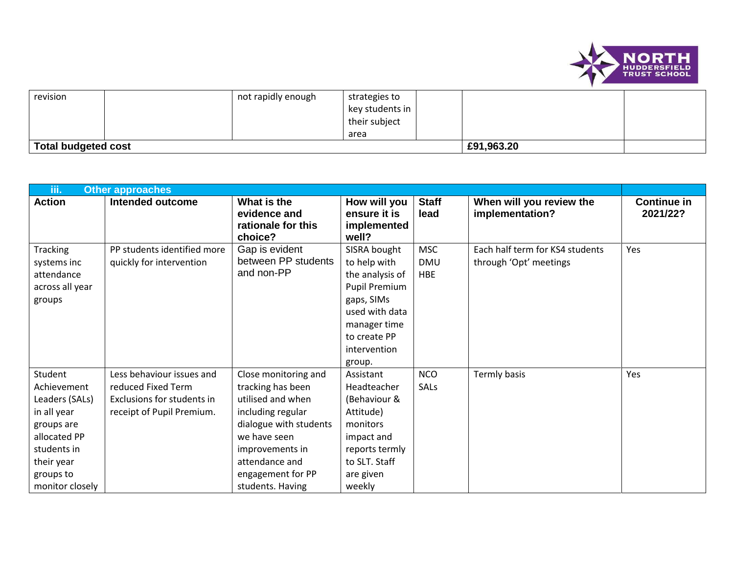| revision | | not rapidly enough | strategies to key students in their subject area | | | |
|---|---|---|---|---|---|---|
| **Total budgeted cost** | | | | | **£91,963.20** | |

| **iii. Other approaches** | | | | | | |
|---|---|---|---|---|---|---|
| **Action** | **Intended outcome** | **What is the evidence and rationale for this choice?** | **How will you ensure it is implemented well?** | **Staff lead** | **When will you review the implementation?** | **Continue in 2021/22?** |
| Tracking systems inc attendance across all year groups | PP students identified more quickly for intervention | Gap is evident between PP students and non-PP | SISRA bought to help with the analysis of Pupil Premium gaps, SIMs used with data manager time to create PP intervention group. | MSC DMU HBE | Each half term for KS4 students through 'Opt' meetings | Yes |
| Student Achievement Leaders (SALs) in all year groups are allocated PP students in their year groups to monitor closely | Less behaviour issues and reduced Fixed Term Exclusions for students in receipt of Pupil Premium. | Close monitoring and tracking has been utilised and when including regular dialogue with students we have seen improvements in attendance and engagement for PP students. Having | Assistant Headteacher (Behaviour & Attitude) monitors impact and reports termly to SLT. Staff are given weekly | NCO SALs | Termly basis | Yes |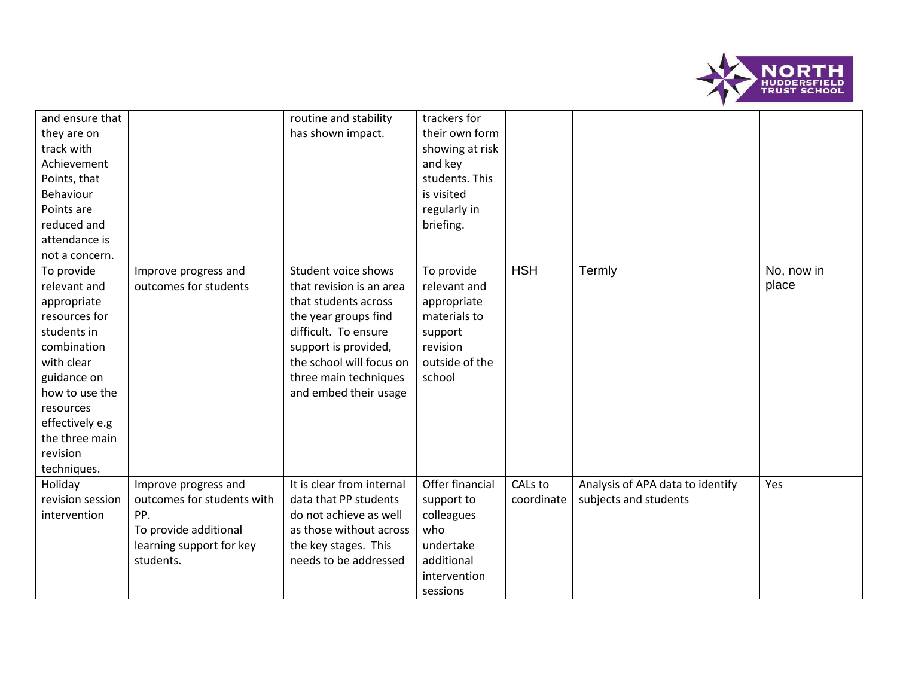| | | | | | | |
|---|---|---|---|---|---|---|
| and ensure that they are on track with Achievement Points, that Behaviour Points are reduced and attendance is not a concern. | | routine and stability has shown impact. | trackers for their own form showing at risk and key students. This is visited regularly in briefing. | | | |
| To provide relevant and appropriate resources for students in combination with clear guidance on how to use the resources effectively e.g the three main revision techniques. | Improve progress and outcomes for students | Student voice shows that revision is an area that students across the year groups find difficult. To ensure support is provided, the school will focus on three main techniques and embed their usage | To provide relevant and appropriate materials to support revision outside of the school | HSH | Termly | No, now in place |
| Holiday revision session intervention | Improve progress and outcomes for students with PP.<br>To provide additional learning support for key students. | It is clear from internal data that PP students do not achieve as well as those without across the key stages. This needs to be addressed | Offer financial support to colleagues who undertake additional intervention sessions | CALs to coordinate | Analysis of APA data to identify subjects and students | Yes |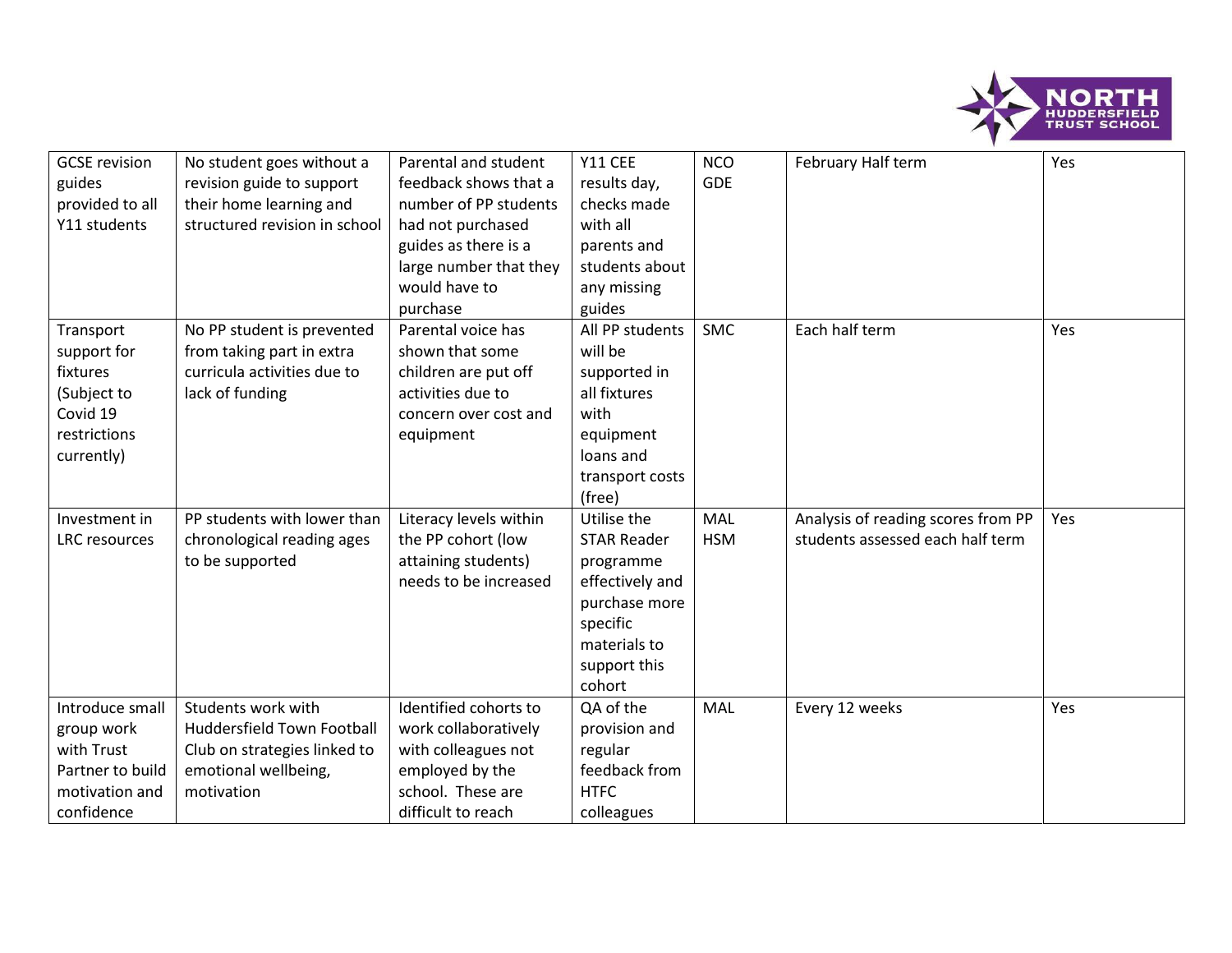| | | | | | | |
|---|---|---|---|---|---|---|
| GCSE revision guides provided to all Y11 students | No student goes without a revision guide to support their home learning and structured revision in school | Parental and student feedback shows that a number of PP students had not purchased guides as there is a large number that they would have to purchase | Y11 CEE results day, checks made with all parents and students about any missing guides | NCO GDE | February Half term | Yes |
| Transport support for fixtures (Subject to Covid 19 restrictions currently) | No PP student is prevented from taking part in extra curricula activities due to lack of funding | Parental voice has shown that some children are put off activities due to concern over cost and equipment | All PP students will be supported in all fixtures with equipment loans and transport costs (free) | SMC | Each half term | Yes |
| Investment in LRC resources | PP students with lower than chronological reading ages to be supported | Literacy levels within the PP cohort (low attaining students) needs to be increased | Utilise the STAR Reader programme effectively and purchase more specific materials to support this cohort | MAL HSM | Analysis of reading scores from PP students assessed each half term | Yes |
| Introduce small group work with Trust Partner to build motivation and confidence | Students work with Huddersfield Town Football Club on strategies linked to emotional wellbeing, motivation | Identified cohorts to work collaboratively with colleagues not employed by the school. These are difficult to reach | QA of the provision and regular feedback from HTFC colleagues | MAL | Every 12 weeks | Yes |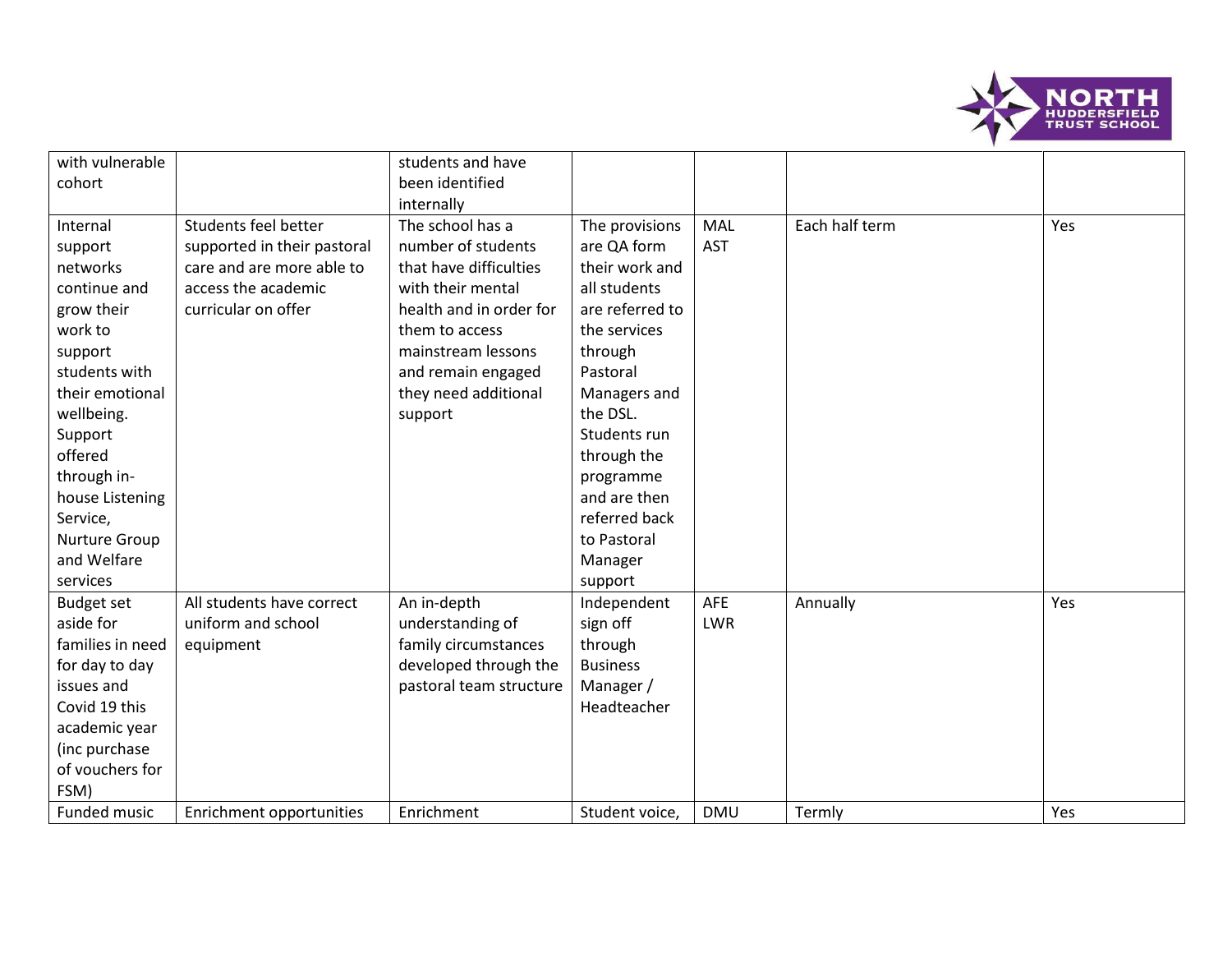| | | | | | | |
|---|---|---|---|---|---|---|
| with vulnerable cohort | | students and have been identified internally | | | | |
| Internal support networks continue and grow their work to support students with their emotional wellbeing. Support offered through in-house Listening Service, Nurture Group and Welfare services | Students feel better supported in their pastoral care and are more able to access the academic curricular on offer | The school has a number of students that have difficulties with their mental health and in order for them to access mainstream lessons and remain engaged they need additional support | The provisions are QA form their work and all students are referred to the services through Pastoral Managers and the DSL. Students run through the programme and are then referred back to Pastoral Manager support | MAL AST | Each half term | Yes |
| Budget set aside for families in need for day to day issues and Covid 19 this academic year (inc purchase of vouchers for FSM) | All students have correct uniform and school equipment | An in-depth understanding of family circumstances developed through the pastoral team structure | Independent sign off through Business Manager / Headteacher | AFE LWR | Annually | Yes |
| Funded music | Enrichment opportunities | Enrichment | Student voice, | DMU | Termly | Yes |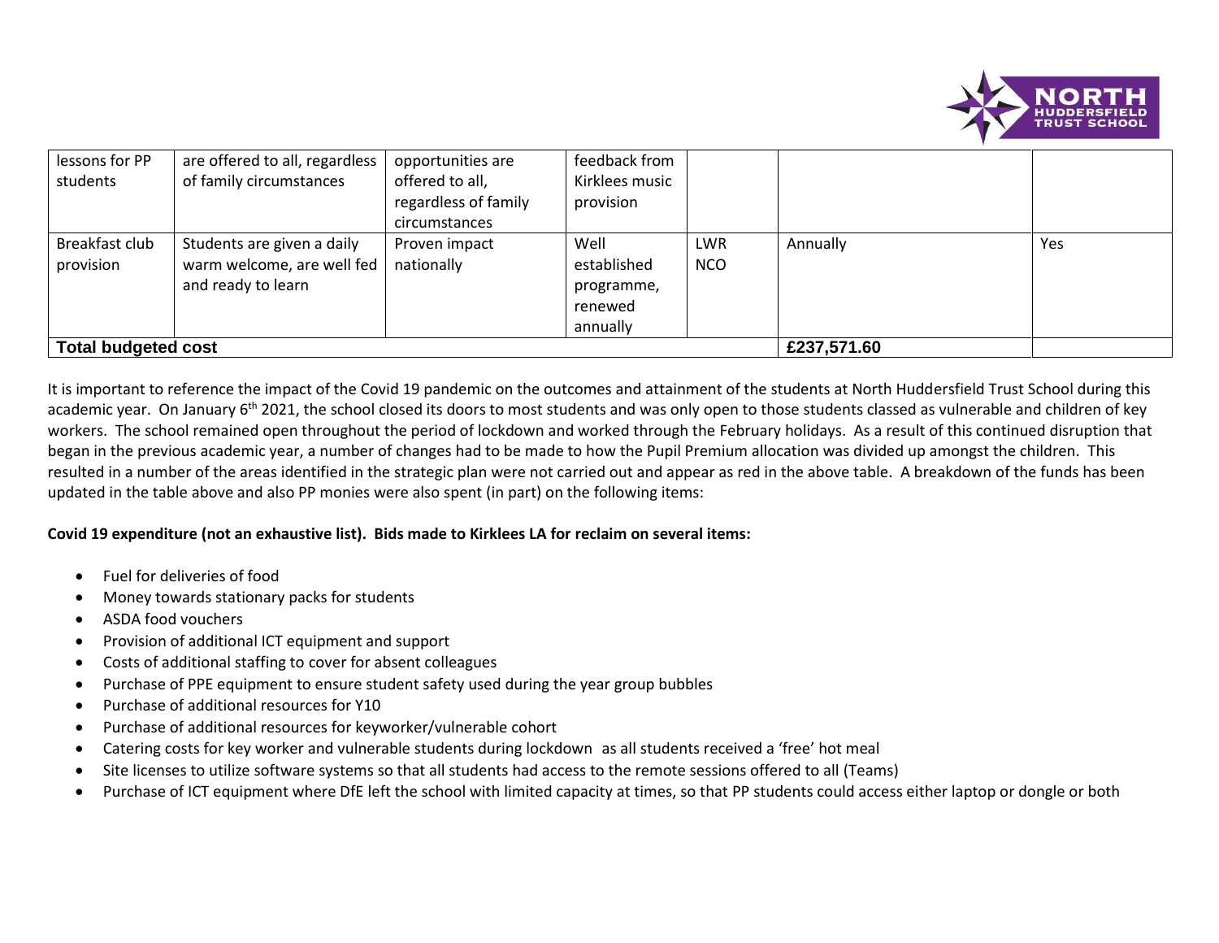| | | | | | | |
|---|---|---|---|---|---|---|
| lessons for PP students | are offered to all, regardless of family circumstances | opportunities are offered to all, regardless of family circumstances | feedback from Kirklees music provision | | | |
| Breakfast club provision | Students are given a daily warm welcome, are well fed and ready to learn | Proven impact nationally | Well established programme, renewed annually | LWR NCO | Annually | Yes |
| **Total budgeted cost** | | | | | **£237,571.60** | |

It is important to reference the impact of the Covid 19 pandemic on the outcomes and attainment of the students at North Huddersfield Trust School during this academic year. On January 6th 2021, the school closed its doors to most students and was only open to those students classed as vulnerable and children of key workers. The school remained open throughout the period of lockdown and worked through the February holidays. As a result of this continued disruption that began in the previous academic year, a number of changes had to be made to how the Pupil Premium allocation was divided up amongst the children. This resulted in a number of the areas identified in the strategic plan were not carried out and appear as red in the above table. A breakdown of the funds has been updated in the table above and also PP monies were also spent (in part) on the following items:

**Covid 19 expenditure (not an exhaustive list). Bids made to Kirklees LA for reclaim on several items:**

- Fuel for deliveries of food
- Money towards stationary packs for students
- ASDA food vouchers
- Provision of additional ICT equipment and support
- Costs of additional staffing to cover for absent colleagues
- Purchase of PPE equipment to ensure student safety used during the year group bubbles
- Purchase of additional resources for Y10
- Purchase of additional resources for keyworker/vulnerable cohort
- Catering costs for key worker and vulnerable students during lockdown as all students received a 'free' hot meal
- Site licenses to utilize software systems so that all students had access to the remote sessions offered to all (Teams)
- Purchase of ICT equipment where DfE left the school with limited capacity at times, so that PP students could access either laptop or dongle or both